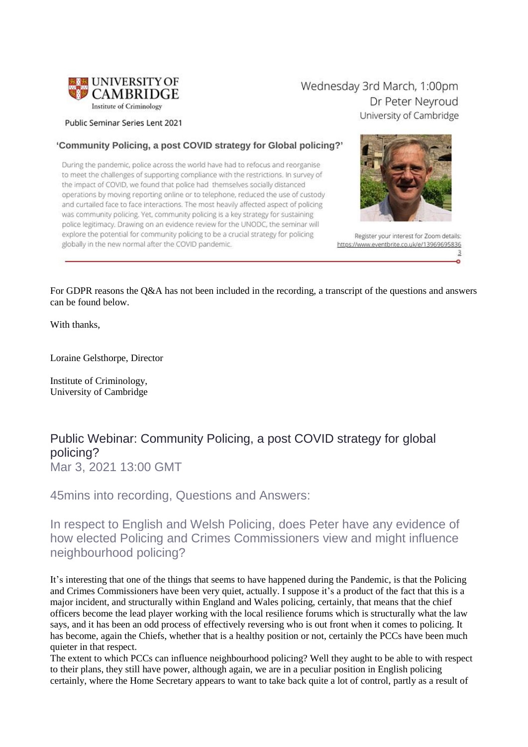UNIVERSITY OF CAMBRIDGE
Institute of Criminology

Public Seminar Series Lent 2021

Wednesday 3rd March, 1:00pm
Dr Peter Neyroud
University of Cambridge

**'Community Policing, a post COVID strategy for Global policing?'**

During the pandemic, police across the world have had to refocus and reorganise to meet the challenges of supporting compliance with the restrictions. In survey of the impact of COVID, we found that police had themselves socially distanced operations by moving reporting online or to telephone, reduced the use of custody and curtailed face to face interactions. The most heavily affected aspect of policing was community policing. Yet, community policing is a key strategy for sustaining police legitimacy. Drawing on an evidence review for the UNODC, the seminar will explore the potential for community policing to be a crucial strategy for policing globally in the new normal after the COVID pandemic.

Register your interest for Zoom details:
https://www.eventbrite.co.uk/e/139696958363

For GDPR reasons the Q&A has not been included in the recording, a transcript of the questions and answers can be found below.

With thanks,

Loraine Gelsthorpe, Director

Institute of Criminology,
University of Cambridge

## Public Webinar: Community Policing, a post COVID strategy for global policing?

Mar 3, 2021 13:00 GMT

### 45mins into recording, Questions and Answers:

### In respect to English and Welsh Policing, does Peter have any evidence of how elected Policing and Crimes Commissioners view and might influence neighbourhood policing?

It's interesting that one of the things that seems to have happened during the Pandemic, is that the Policing and Crimes Commissioners have been very quiet, actually. I suppose it's a product of the fact that this is a major incident, and structurally within England and Wales policing, certainly, that means that the chief officers become the lead player working with the local resilience forums which is structurally what the law says, and it has been an odd process of effectively reversing who is out front when it comes to policing. It has become, again the Chiefs, whether that is a healthy position or not, certainly the PCCs have been much quieter in that respect.
The extent to which PCCs can influence neighbourhood policing? Well they aught to be able to with respect to their plans, they still have power, although again, we are in a peculiar position in English policing certainly, where the Home Secretary appears to want to take back quite a lot of control, partly as a result of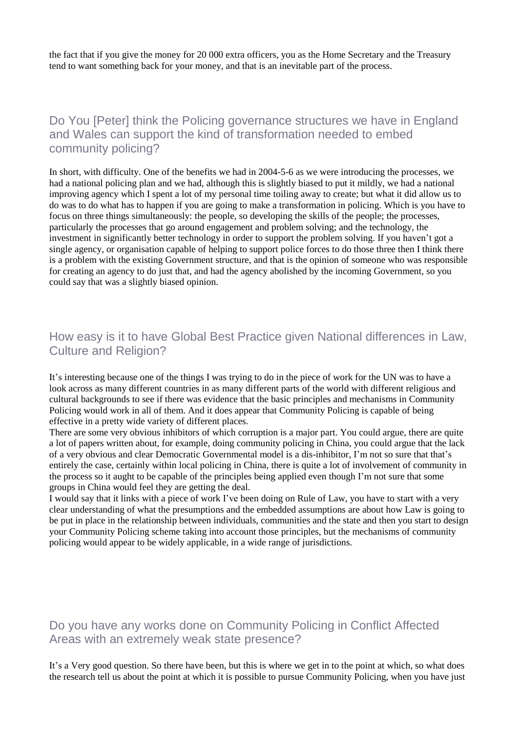the fact that if you give the money for 20 000 extra officers, you as the Home Secretary and the Treasury tend to want something back for your money, and that is an inevitable part of the process.

## Do You [Peter] think the Policing governance structures we have in England and Wales can support the kind of transformation needed to embed community policing?

In short, with difficulty. One of the benefits we had in 2004-5-6 as we were introducing the processes, we had a national policing plan and we had, although this is slightly biased to put it mildly, we had a national improving agency which I spent a lot of my personal time toiling away to create; but what it did allow us to do was to do what has to happen if you are going to make a transformation in policing. Which is you have to focus on three things simultaneously: the people, so developing the skills of the people; the processes, particularly the processes that go around engagement and problem solving; and the technology, the investment in significantly better technology in order to support the problem solving. If you haven't got a single agency, or organisation capable of helping to support police forces to do those three then I think there is a problem with the existing Government structure, and that is the opinion of someone who was responsible for creating an agency to do just that, and had the agency abolished by the incoming Government, so you could say that was a slightly biased opinion.

## How easy is it to have Global Best Practice given National differences in Law, Culture and Religion?

It's interesting because one of the things I was trying to do in the piece of work for the UN was to have a look across as many different countries in as many different parts of the world with different religious and cultural backgrounds to see if there was evidence that the basic principles and mechanisms in Community Policing would work in all of them. And it does appear that Community Policing is capable of being effective in a pretty wide variety of different places.

There are some very obvious inhibitors of which corruption is a major part. You could argue, there are quite a lot of papers written about, for example, doing community policing in China, you could argue that the lack of a very obvious and clear Democratic Governmental model is a dis-inhibitor, I'm not so sure that that's entirely the case, certainly within local policing in China, there is quite a lot of involvement of community in the process so it aught to be capable of the principles being applied even though I'm not sure that some groups in China would feel they are getting the deal.

I would say that it links with a piece of work I've been doing on Rule of Law, you have to start with a very clear understanding of what the presumptions and the embedded assumptions are about how Law is going to be put in place in the relationship between individuals, communities and the state and then you start to design your Community Policing scheme taking into account those principles, but the mechanisms of community policing would appear to be widely applicable, in a wide range of jurisdictions.

## Do you have any works done on Community Policing in Conflict Affected Areas with an extremely weak state presence?

It's a Very good question. So there have been, but this is where we get in to the point at which, so what does the research tell us about the point at which it is possible to pursue Community Policing, when you have just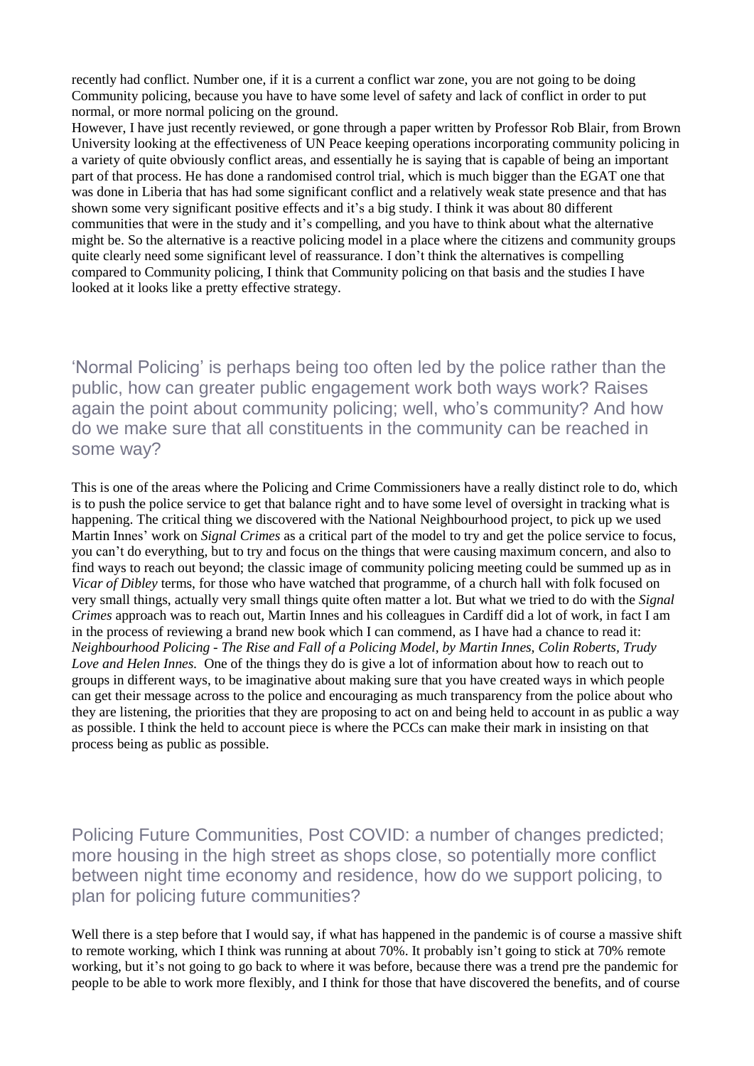recently had conflict. Number one, if it is a current a conflict war zone, you are not going to be doing Community policing, because you have to have some level of safety and lack of conflict in order to put normal, or more normal policing on the ground.
However, I have just recently reviewed, or gone through a paper written by Professor Rob Blair, from Brown University looking at the effectiveness of UN Peace keeping operations incorporating community policing in a variety of quite obviously conflict areas, and essentially he is saying that is capable of being an important part of that process. He has done a randomised control trial, which is much bigger than the EGAT one that was done in Liberia that has had some significant conflict and a relatively weak state presence and that has shown some very significant positive effects and it's a big study. I think it was about 80 different communities that were in the study and it's compelling, and you have to think about what the alternative might be. So the alternative is a reactive policing model in a place where the citizens and community groups quite clearly need some significant level of reassurance. I don't think the alternatives is compelling compared to Community policing, I think that Community policing on that basis and the studies I have looked at it looks like a pretty effective strategy.

## 'Normal Policing' is perhaps being too often led by the police rather than the public, how can greater public engagement work both ways work? Raises again the point about community policing; well, who's community? And how do we make sure that all constituents in the community can be reached in some way?

This is one of the areas where the Policing and Crime Commissioners have a really distinct role to do, which is to push the police service to get that balance right and to have some level of oversight in tracking what is happening. The critical thing we discovered with the National Neighbourhood project, to pick up we used Martin Innes' work on *Signal Crimes* as a critical part of the model to try and get the police service to focus, you can't do everything, but to try and focus on the things that were causing maximum concern, and also to find ways to reach out beyond; the classic image of community policing meeting could be summed up as in *Vicar of Dibley* terms, for those who have watched that programme, of a church hall with folk focused on very small things, actually very small things quite often matter a lot. But what we tried to do with the *Signal Crimes* approach was to reach out, Martin Innes and his colleagues in Cardiff did a lot of work, in fact I am in the process of reviewing a brand new book which I can commend, as I have had a chance to read it: *Neighbourhood Policing - The Rise and Fall of a Policing Model, by Martin Innes, Colin Roberts, Trudy Love and Helen Innes.* One of the things they do is give a lot of information about how to reach out to groups in different ways, to be imaginative about making sure that you have created ways in which people can get their message across to the police and encouraging as much transparency from the police about who they are listening, the priorities that they are proposing to act on and being held to account in as public a way as possible. I think the held to account piece is where the PCCs can make their mark in insisting on that process being as public as possible.

## Policing Future Communities, Post COVID: a number of changes predicted; more housing in the high street as shops close, so potentially more conflict between night time economy and residence, how do we support policing, to plan for policing future communities?

Well there is a step before that I would say, if what has happened in the pandemic is of course a massive shift to remote working, which I think was running at about 70%. It probably isn't going to stick at 70% remote working, but it's not going to go back to where it was before, because there was a trend pre the pandemic for people to be able to work more flexibly, and I think for those that have discovered the benefits, and of course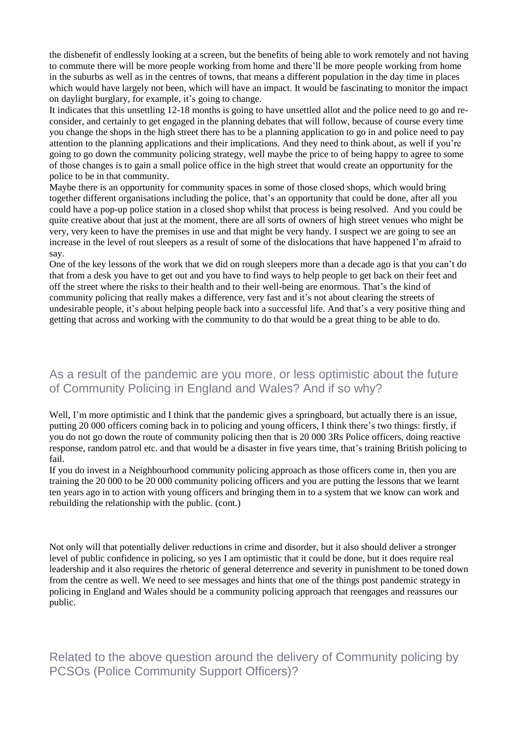the disbenefit of endlessly looking at a screen, but the benefits of being able to work remotely and not having to commute there will be more people working from home and there'll be more people working from home in the suburbs as well as in the centres of towns, that means a different population in the day time in places which would have largely not been, which will have an impact. It would be fascinating to monitor the impact on daylight burglary, for example, it's going to change.

It indicates that this unsettling 12-18 months is going to have unsettled allot and the police need to go and re-consider, and certainly to get engaged in the planning debates that will follow, because of course every time you change the shops in the high street there has to be a planning application to go in and police need to pay attention to the planning applications and their implications. And they need to think about, as well if you're going to go down the community policing strategy, well maybe the price to of being happy to agree to some of those changes is to gain a small police office in the high street that would create an opportunity for the police to be in that community.

Maybe there is an opportunity for community spaces in some of those closed shops, which would bring together different organisations including the police, that's an opportunity that could be done, after all you could have a pop-up police station in a closed shop whilst that process is being resolved. And you could be quite creative about that just at the moment, there are all sorts of owners of high street venues who might be very, very keen to have the premises in use and that might be very handy. I suspect we are going to see an increase in the level of rout sleepers as a result of some of the dislocations that have happened I'm afraid to say.

One of the key lessons of the work that we did on rough sleepers more than a decade ago is that you can't do that from a desk you have to get out and you have to find ways to help people to get back on their feet and off the street where the risks to their health and to their well-being are enormous. That's the kind of community policing that really makes a difference, very fast and it's not about clearing the streets of undesirable people, it's about helping people back into a successful life. And that's a very positive thing and getting that across and working with the community to do that would be a great thing to be able to do.

## As a result of the pandemic are you more, or less optimistic about the future of Community Policing in England and Wales? And if so why?

Well, I'm more optimistic and I think that the pandemic gives a springboard, but actually there is an issue, putting 20 000 officers coming back in to policing and young officers, I think there's two things: firstly, if you do not go down the route of community policing then that is 20 000 3Rs Police officers, doing reactive response, random patrol etc. and that would be a disaster in five years time, that's training British policing to fail.

If you do invest in a Neighbourhood community policing approach as those officers come in, then you are training the 20 000 to be 20 000 community policing officers and you are putting the lessons that we learnt ten years ago in to action with young officers and bringing them in to a system that we know can work and rebuilding the relationship with the public. (cont.)

Not only will that potentially deliver reductions in crime and disorder, but it also should deliver a stronger level of public confidence in policing, so yes I am optimistic that it could be done, but it does require real leadership and it also requires the rhetoric of general deterrence and severity in punishment to be toned down from the centre as well. We need to see messages and hints that one of the things post pandemic strategy in policing in England and Wales should be a community policing approach that reengages and reassures our public.

## Related to the above question around the delivery of Community policing by PCSOs (Police Community Support Officers)?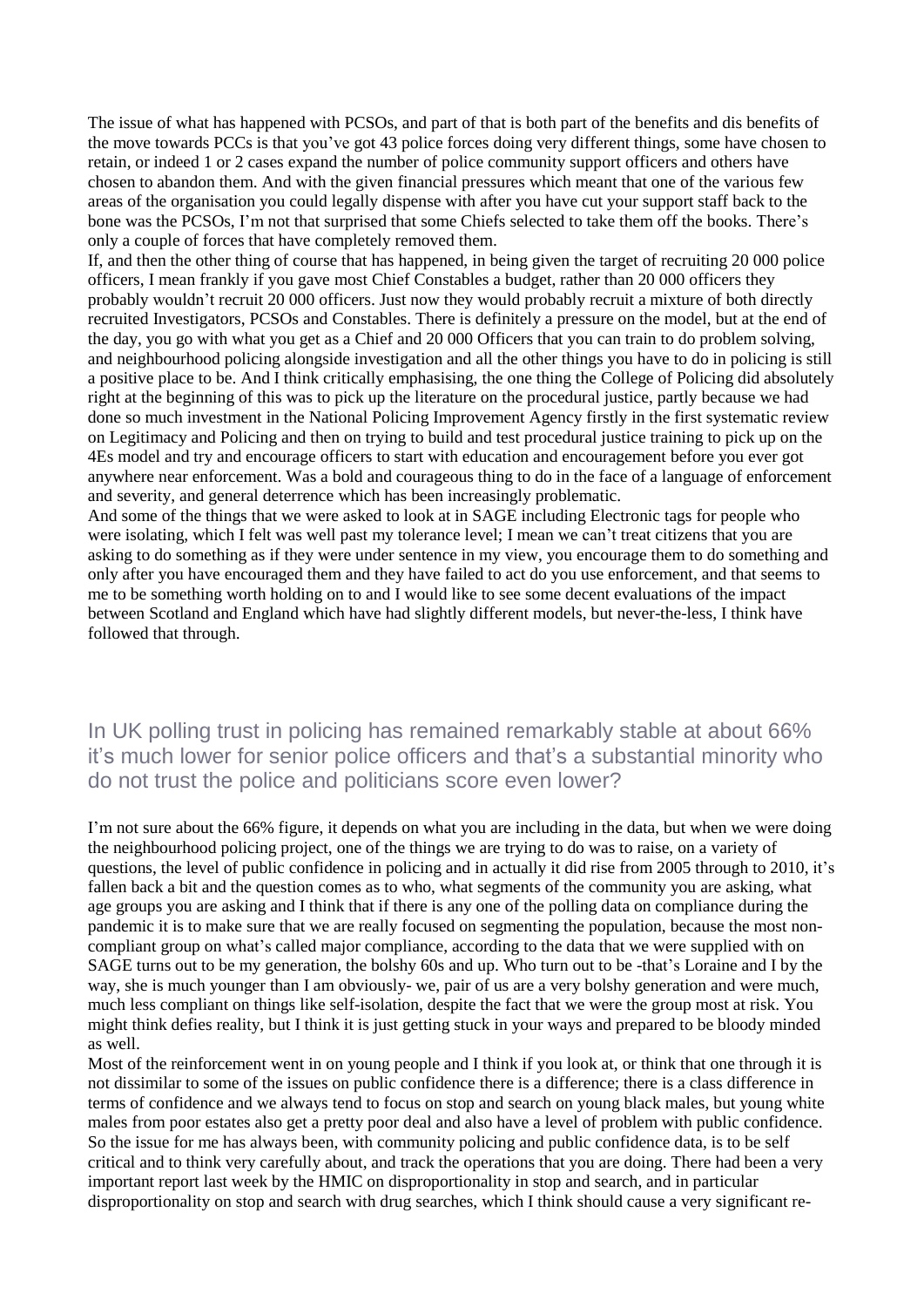The issue of what has happened with PCSOs, and part of that is both part of the benefits and dis benefits of the move towards PCCs is that you've got 43 police forces doing very different things, some have chosen to retain, or indeed 1 or 2 cases expand the number of police community support officers and others have chosen to abandon them. And with the given financial pressures which meant that one of the various few areas of the organisation you could legally dispense with after you have cut your support staff back to the bone was the PCSOs, I'm not that surprised that some Chiefs selected to take them off the books. There's only a couple of forces that have completely removed them.

If, and then the other thing of course that has happened, in being given the target of recruiting 20 000 police officers, I mean frankly if you gave most Chief Constables a budget, rather than 20 000 officers they probably wouldn't recruit 20 000 officers. Just now they would probably recruit a mixture of both directly recruited Investigators, PCSOs and Constables. There is definitely a pressure on the model, but at the end of the day, you go with what you get as a Chief and 20 000 Officers that you can train to do problem solving, and neighbourhood policing alongside investigation and all the other things you have to do in policing is still a positive place to be. And I think critically emphasising, the one thing the College of Policing did absolutely right at the beginning of this was to pick up the literature on the procedural justice, partly because we had done so much investment in the National Policing Improvement Agency firstly in the first systematic review on Legitimacy and Policing and then on trying to build and test procedural justice training to pick up on the 4Es model and try and encourage officers to start with education and encouragement before you ever got anywhere near enforcement. Was a bold and courageous thing to do in the face of a language of enforcement and severity, and general deterrence which has been increasingly problematic.

And some of the things that we were asked to look at in SAGE including Electronic tags for people who were isolating, which I felt was well past my tolerance level; I mean we can't treat citizens that you are asking to do something as if they were under sentence in my view, you encourage them to do something and only after you have encouraged them and they have failed to act do you use enforcement, and that seems to me to be something worth holding on to and I would like to see some decent evaluations of the impact between Scotland and England which have had slightly different models, but never-the-less, I think have followed that through.

## In UK polling trust in policing has remained remarkably stable at about 66% it's much lower for senior police officers and that's a substantial minority who do not trust the police and politicians score even lower?

I'm not sure about the 66% figure, it depends on what you are including in the data, but when we were doing the neighbourhood policing project, one of the things we are trying to do was to raise, on a variety of questions, the level of public confidence in policing and in actually it did rise from 2005 through to 2010, it's fallen back a bit and the question comes as to who, what segments of the community you are asking, what age groups you are asking and I think that if there is any one of the polling data on compliance during the pandemic it is to make sure that we are really focused on segmenting the population, because the most non-compliant group on what's called major compliance, according to the data that we were supplied with on SAGE turns out to be my generation, the bolshy 60s and up. Who turn out to be -that's Loraine and I by the way, she is much younger than I am obviously- we, pair of us are a very bolshy generation and were much, much less compliant on things like self-isolation, despite the fact that we were the group most at risk. You might think defies reality, but I think it is just getting stuck in your ways and prepared to be bloody minded as well.

Most of the reinforcement went in on young people and I think if you look at, or think that one through it is not dissimilar to some of the issues on public confidence there is a difference; there is a class difference in terms of confidence and we always tend to focus on stop and search on young black males, but young white males from poor estates also get a pretty poor deal and also have a level of problem with public confidence. So the issue for me has always been, with community policing and public confidence data, is to be self critical and to think very carefully about, and track the operations that you are doing. There had been a very important report last week by the HMIC on disproportionality in stop and search, and in particular disproportionality on stop and search with drug searches, which I think should cause a very significant re-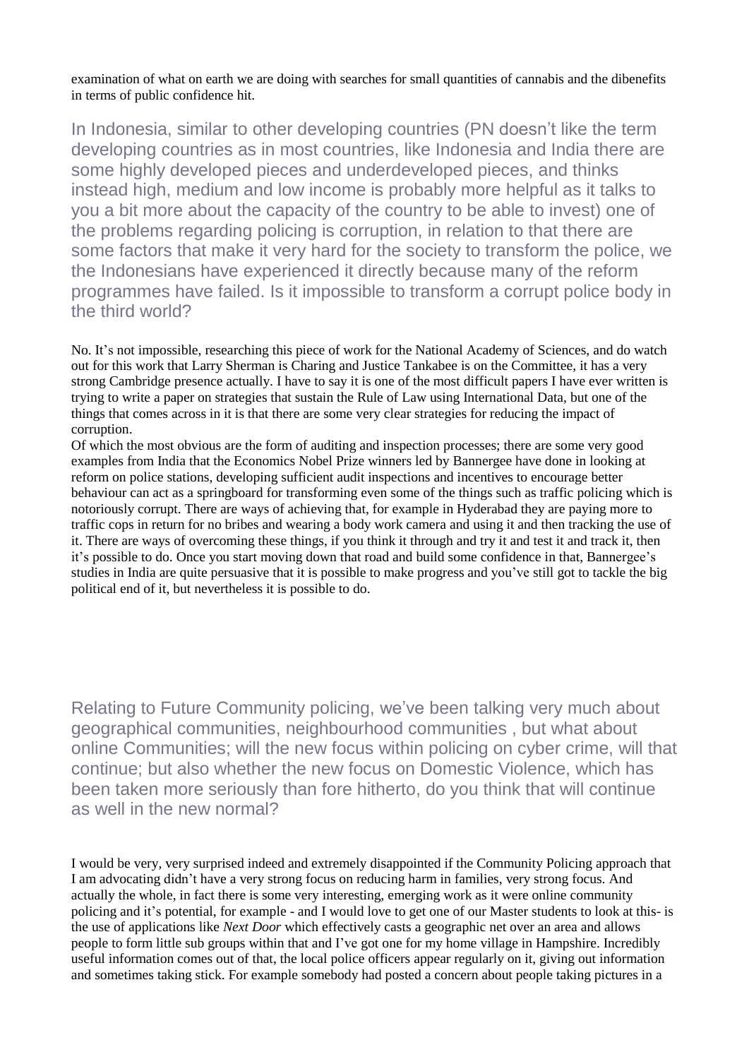examination of what on earth we are doing with searches for small quantities of cannabis and the dibenefits in terms of public confidence hit.

In Indonesia, similar to other developing countries (PN doesn't like the term developing countries as in most countries, like Indonesia and India there are some highly developed pieces and underdeveloped pieces, and thinks instead high, medium and low income is probably more helpful as it talks to you a bit more about the capacity of the country to be able to invest) one of the problems regarding policing is corruption, in relation to that there are some factors that make it very hard for the society to transform the police, we the Indonesians have experienced it directly because many of the reform programmes have failed. Is it impossible to transform a corrupt police body in the third world?

No. It's not impossible, researching this piece of work for the National Academy of Sciences, and do watch out for this work that Larry Sherman is Charing and Justice Tankabee is on the Committee, it has a very strong Cambridge presence actually. I have to say it is one of the most difficult papers I have ever written is trying to write a paper on strategies that sustain the Rule of Law using International Data, but one of the things that comes across in it is that there are some very clear strategies for reducing the impact of corruption.

Of which the most obvious are the form of auditing and inspection processes; there are some very good examples from India that the Economics Nobel Prize winners led by Bannergee have done in looking at reform on police stations, developing sufficient audit inspections and incentives to encourage better behaviour can act as a springboard for transforming even some of the things such as traffic policing which is notoriously corrupt. There are ways of achieving that, for example in Hyderabad they are paying more to traffic cops in return for no bribes and wearing a body work camera and using it and then tracking the use of it. There are ways of overcoming these things, if you think it through and try it and test it and track it, then it's possible to do. Once you start moving down that road and build some confidence in that, Bannergee's studies in India are quite persuasive that it is possible to make progress and you've still got to tackle the big political end of it, but nevertheless it is possible to do.

Relating to Future Community policing, we've been talking very much about geographical communities, neighbourhood communities , but what about online Communities; will the new focus within policing on cyber crime, will that continue; but also whether the new focus on Domestic Violence, which has been taken more seriously than fore hitherto, do you think that will continue as well in the new normal?

I would be very, very surprised indeed and extremely disappointed if the Community Policing approach that I am advocating didn't have a very strong focus on reducing harm in families, very strong focus. And actually the whole, in fact there is some very interesting, emerging work as it were online community policing and it's potential, for example - and I would love to get one of our Master students to look at this- is the use of applications like *Next Door* which effectively casts a geographic net over an area and allows people to form little sub groups within that and I've got one for my home village in Hampshire. Incredibly useful information comes out of that, the local police officers appear regularly on it, giving out information and sometimes taking stick. For example somebody had posted a concern about people taking pictures in a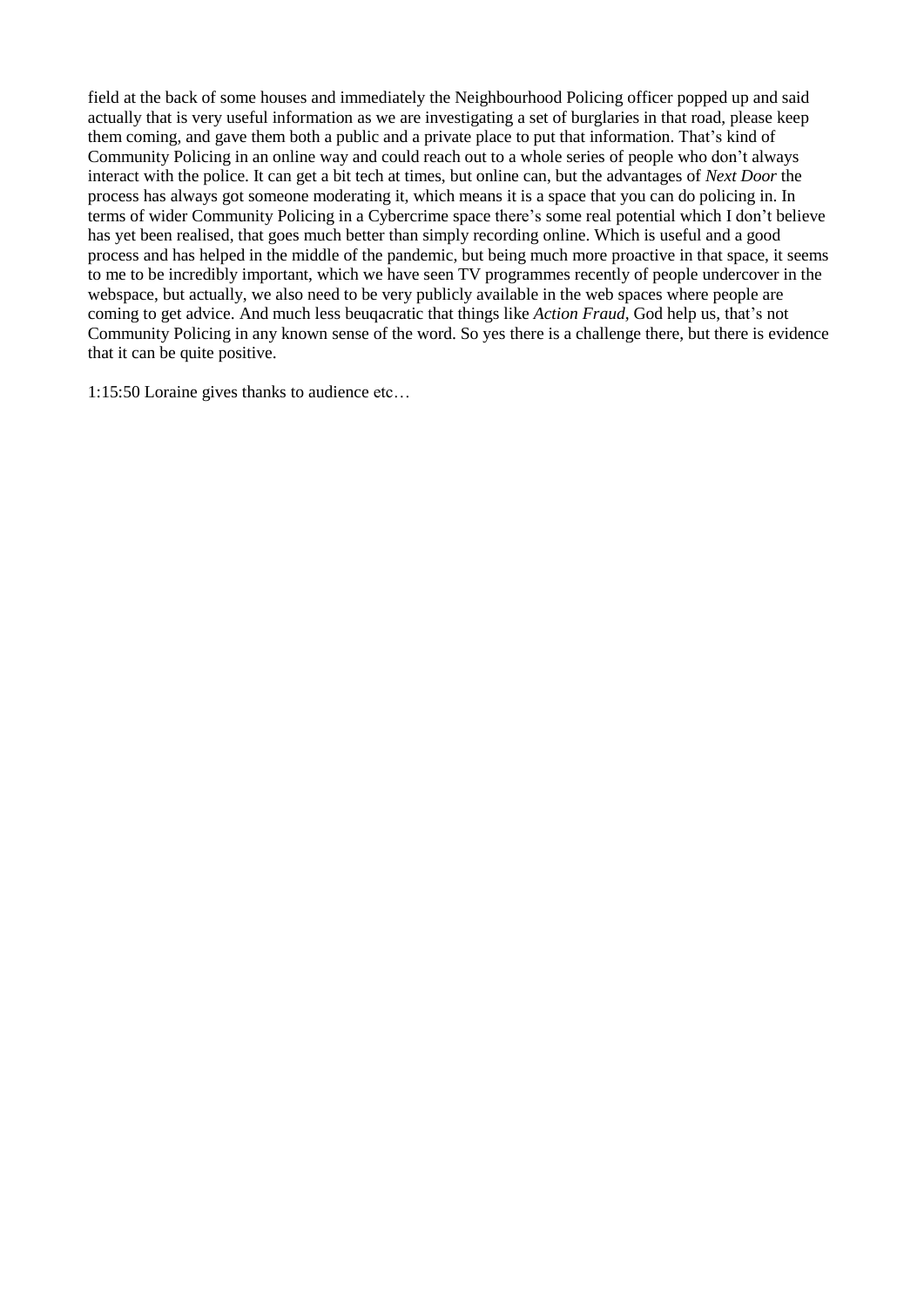field at the back of some houses and immediately the Neighbourhood Policing officer popped up and said actually that is very useful information as we are investigating a set of burglaries in that road, please keep them coming, and gave them both a public and a private place to put that information. That's kind of Community Policing in an online way and could reach out to a whole series of people who don't always interact with the police. It can get a bit tech at times, but online can, but the advantages of *Next Door* the process has always got someone moderating it, which means it is a space that you can do policing in. In terms of wider Community Policing in a Cybercrime space there's some real potential which I don't believe has yet been realised, that goes much better than simply recording online. Which is useful and a good process and has helped in the middle of the pandemic, but being much more proactive in that space, it seems to me to be incredibly important, which we have seen TV programmes recently of people undercover in the webspace, but actually, we also need to be very publicly available in the web spaces where people are coming to get advice. And much less beuqacratic that things like *Action Fraud*, God help us, that's not Community Policing in any known sense of the word. So yes there is a challenge there, but there is evidence that it can be quite positive.

1:15:50 Loraine gives thanks to audience etc…